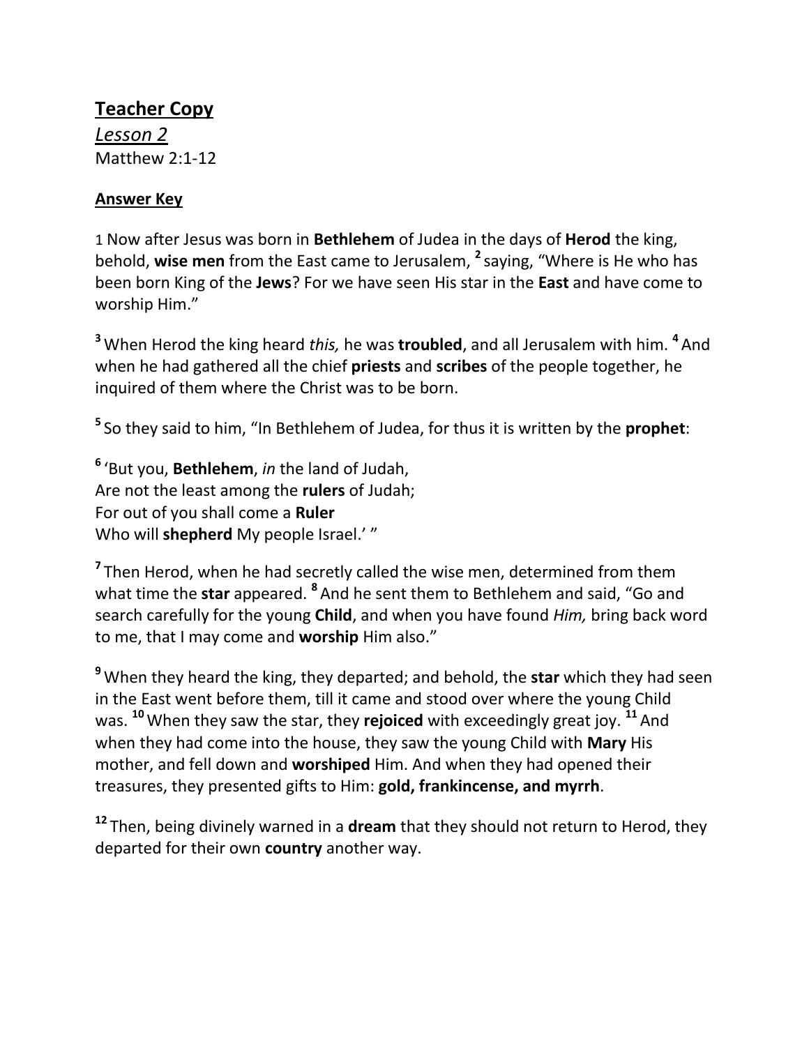# <u>Teacher Copy</u>

*<u>Lesson 2</u>*

Matthew 2:1-12

**<u>Answer Key</u>**

1 Now after Jesus was born in **Bethlehem** of Judea in the days of **Herod** the king, behold, **wise men** from the East came to Jerusalem, [2] saying, "Where is He who has been born King of the **Jews**? For we have seen His star in the **East** and have come to worship Him."

[3] When Herod the king heard *this,* he was **troubled**, and all Jerusalem with him. [4] And when he had gathered all the chief **priests** and **scribes** of the people together, he inquired of them where the Christ was to be born.

[5] So they said to him, "In Bethlehem of Judea, for thus it is written by the **prophet**:

[6] 'But you, **Bethlehem**, *in* the land of Judah,
Are not the least among the **rulers** of Judah;
For out of you shall come a **Ruler**
Who will **shepherd** My people Israel.' "

[7] Then Herod, when he had secretly called the wise men, determined from them what time the **star** appeared. [8] And he sent them to Bethlehem and said, "Go and search carefully for the young **Child**, and when you have found *Him,* bring back word to me, that I may come and **worship** Him also."

[9] When they heard the king, they departed; and behold, the **star** which they had seen in the East went before them, till it came and stood over where the young Child was. [10] When they saw the star, they **rejoiced** with exceedingly great joy. [11] And when they had come into the house, they saw the young Child with **Mary** His mother, and fell down and **worshiped** Him. And when they had opened their treasures, they presented gifts to Him: **gold, frankincense, and myrrh**.

[12] Then, being divinely warned in a **dream** that they should not return to Herod, they departed for their own **country** another way.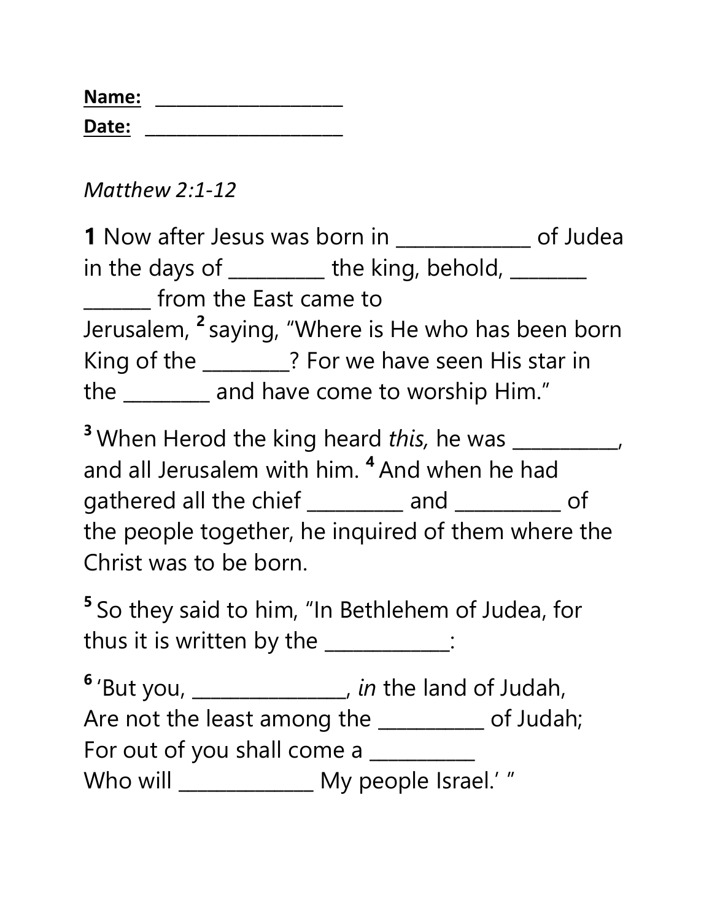**Name:** ____________________

**Date:** _____________________

*Matthew 2:1-12*

**1** Now after Jesus was born in _____________ of Judea in the days of _________ the king, behold, ________ _______ from the East came to Jerusalem, **2** saying, "Where is He who has been born King of the ________? For we have seen His star in the ________ and have come to worship Him."

**3** When Herod the king heard *this,* he was __________, and all Jerusalem with him. **4** And when he had gathered all the chief _________ and __________ of the people together, he inquired of them where the Christ was to be born.

**5** So they said to him, "In Bethlehem of Judea, for thus it is written by the ____________:

**6** 'But you, _______________, *in* the land of Judah,
Are not the least among the __________ of Judah;
For out of you shall come a __________
Who will _____________ My people Israel.' "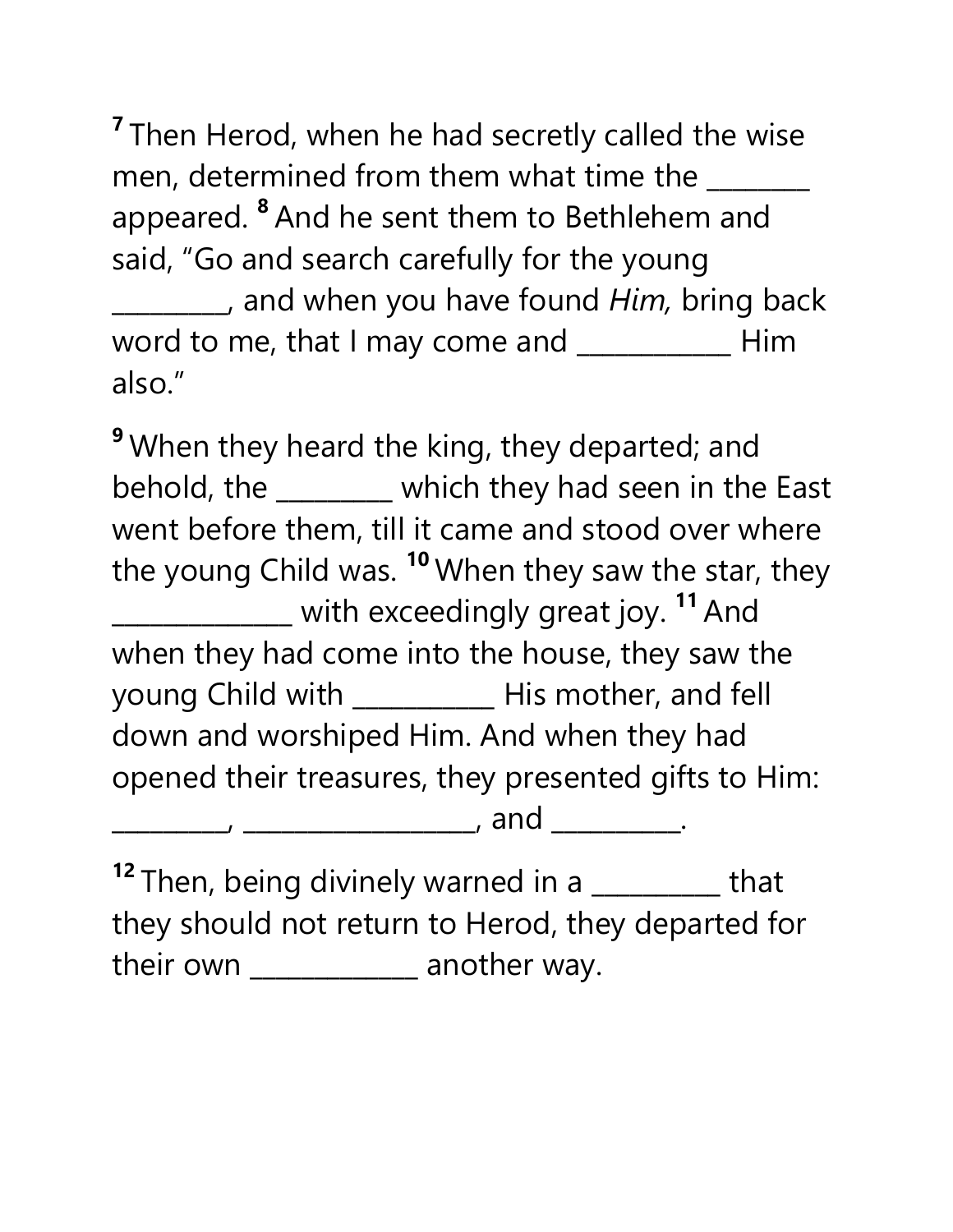[7] Then Herod, when he had secretly called the wise men, determined from them what time the ________ appeared. [8] And he sent them to Bethlehem and said, "Go and search carefully for the young _________, and when you have found *Him,* bring back word to me, that I may come and ____________ Him also."

[9] When they heard the king, they departed; and behold, the _________ which they had seen in the East went before them, till it came and stood over where the young Child was. [10] When they saw the star, they ______________ with exceedingly great joy. [11] And when they had come into the house, they saw the young Child with ___________ His mother, and fell down and worshiped Him. And when they had opened their treasures, they presented gifts to Him: _________, __________________, and __________.

[12] Then, being divinely warned in a __________ that they should not return to Herod, they departed for their own _____________ another way.